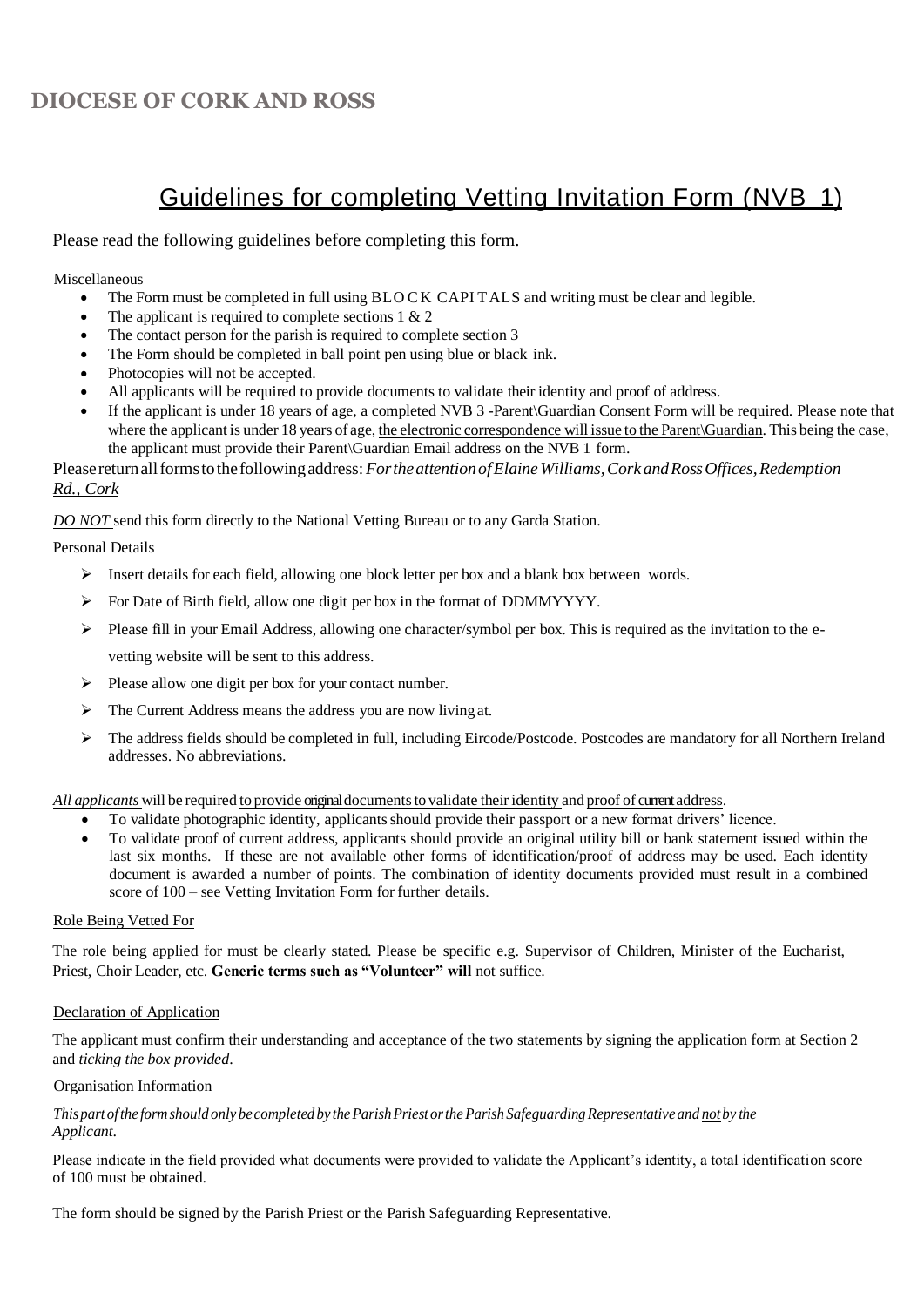## DIOCESE OF CORK AND ROSS

# Guidelines for completing Vetting Invitation Form (NVB 1)

Please read the following guidelines before completing this form.

Miscellaneous

- The Form must be completed in full using BLOCK CAPITALS and writing must be clear and legible.
- The applicant is required to complete sections 1 & 2
- The contact person for the parish is required to complete section 3
- The Form should be completed in ball point pen using blue or black ink.
- Photocopies will not be accepted.
- All applicants will be required to provide documents to validate their identity and proof of address.
- If the applicant is under 18 years of age, a completed NVB 3 -Parent\Guardian Consent Form will be required. Please note that where the applicant is under 18 years of age, the electronic correspondence will issue to the Parent\Guardian. This being the case, the applicant must provide their Parent\Guardian Email address on the NVB 1 form.

Please return all forms to the following address: *For the attention of Elaine Williams, Cork and Ross Offices, Redemption Rd., Cork*

*DO NOT* send this form directly to the National Vetting Bureau or to any Garda Station.

Personal Details

- Insert details for each field, allowing one block letter per box and a blank box between words.
- For Date of Birth field, allow one digit per box in the format of DDMMYYYY.
- Please fill in your Email Address, allowing one character/symbol per box. This is required as the invitation to the e-vetting website will be sent to this address.
- Please allow one digit per box for your contact number.
- The Current Address means the address you are now living at.
- The address fields should be completed in full, including Eircode/Postcode. Postcodes are mandatory for all Northern Ireland addresses. No abbreviations.

*All applicants* will be required to provide original documents to validate their identity and proof of current address.

- To validate photographic identity, applicants should provide their passport or a new format drivers' licence.
- To validate proof of current address, applicants should provide an original utility bill or bank statement issued within the last six months. If these are not available other forms of identification/proof of address may be used. Each identity document is awarded a number of points. The combination of identity documents provided must result in a combined score of 100 – see Vetting Invitation Form for further details.

Role Being Vetted For

The role being applied for must be clearly stated. Please be specific e.g. Supervisor of Children, Minister of the Eucharist, Priest, Choir Leader, etc. **Generic terms such as "Volunteer" will** not suffice.

Declaration of Application

The applicant must confirm their understanding and acceptance of the two statements by signing the application form at Section 2 and *ticking the box provided*.

Organisation Information

*This part of the form should only be completed by the Parish Priest or the Parish Safeguarding Representative and not by the Applicant.*

Please indicate in the field provided what documents were provided to validate the Applicant's identity, a total identification score of 100 must be obtained.

The form should be signed by the Parish Priest or the Parish Safeguarding Representative.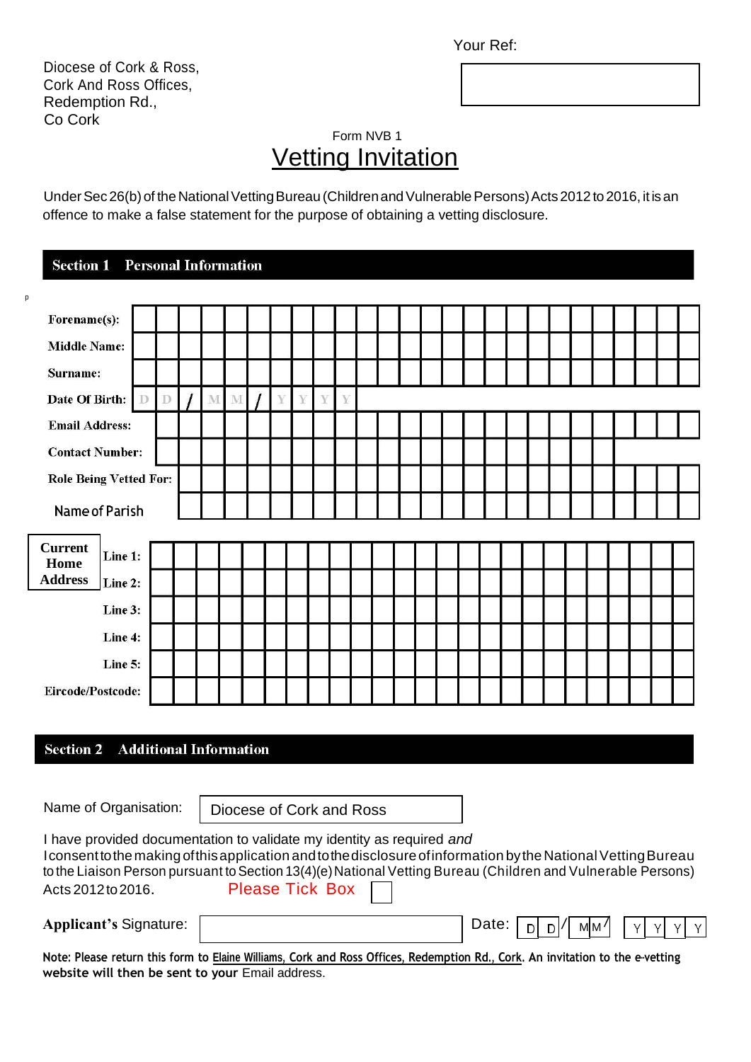Your Ref:

Diocese of Cork & Ross,
Cork And Ross Offices,
Redemption Rd.,
Co Cork

Form NVB 1

# Vetting Invitation

Under Sec 26(b) of the National Vetting Bureau (Children and Vulnerable Persons) Acts 2012 to 2016, it is an offence to make a false statement for the purpose of obtaining a vetting disclosure.

## Section 1 Personal Information

| | |
|---|---|
| **Forename(s):** | |
| **Middle Name:** | |
| **Surname:** | |
| **Date Of Birth:** | D D / M M / Y Y Y Y |
| **Email Address:** | |
| **Contact Number:** | |
| **Role Being Vetted For:** | |
| Name of Parish | |

| | | |
|---|---|---|
| **Current Home Address** | **Line 1:** | |
| | **Line 2:** | |
| | **Line 3:** | |
| | **Line 4:** | |
| | **Line 5:** | |
| | **Eircode/Postcode:** | |

## Section 2 Additional Information

Name of Organisation: Diocese of Cork and Ross

I have provided documentation to validate my identity as required *and*
I consent to the making of this application and to the disclosure of information by the National Vetting Bureau to the Liaison Person pursuant to Section 13(4)(e) National Vetting Bureau (Children and Vulnerable Persons) Acts 2012 to 2016. Please Tick Box ☐

**Applicant's** Signature: ______________________ Date: D D / M M / Y Y Y Y

**Note: Please return this form to Elaine Williams, Cork and Ross Offices, Redemption Rd., Cork. An invitation to the e-vetting website will then be sent to your** Email address.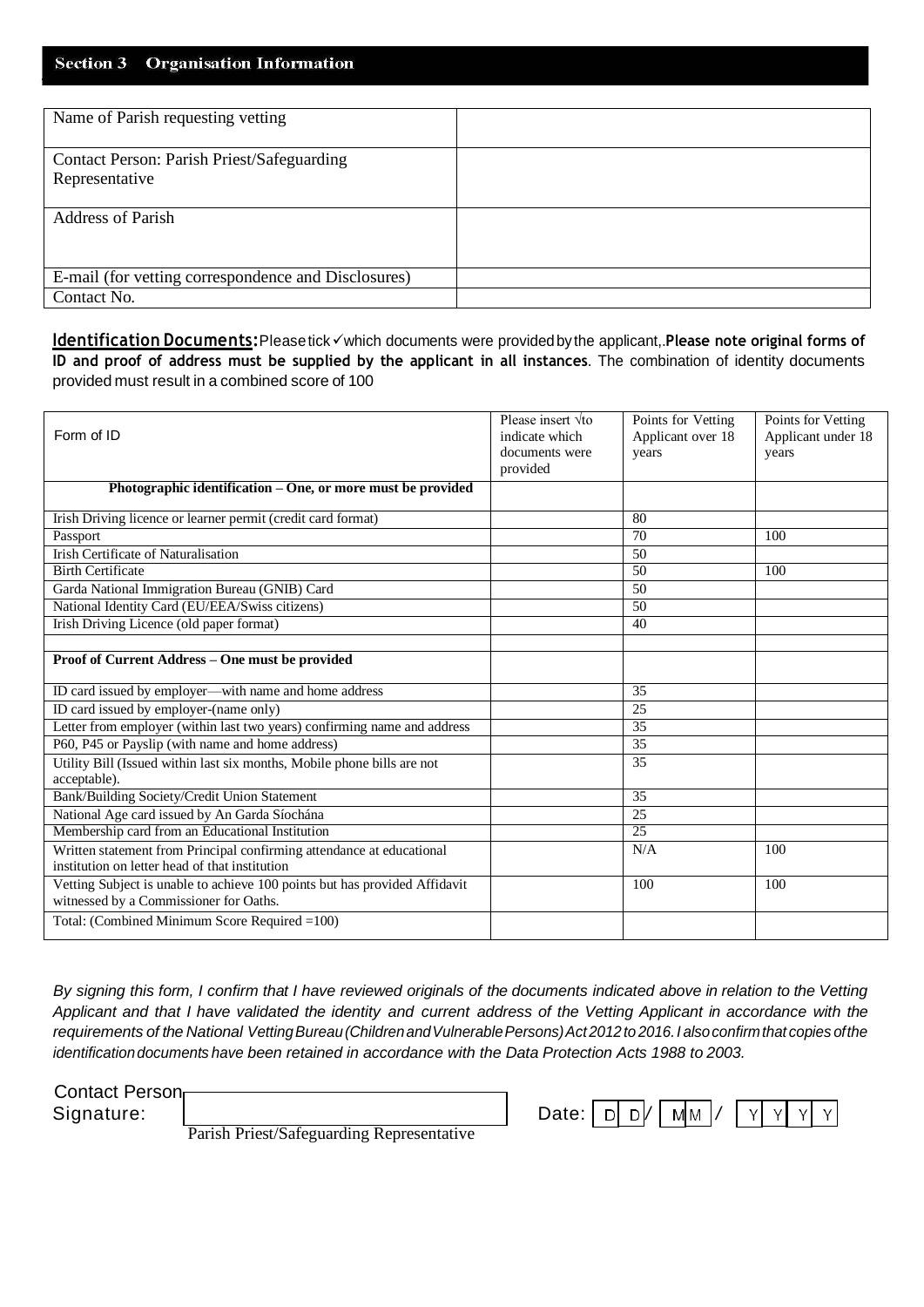## Section 3 Organisation Information

| | |
|---|---|
| Name of Parish requesting vetting | |
| Contact Person: Parish Priest/Safeguarding Representative | |
| Address of Parish | |
| E-mail (for vetting correspondence and Disclosures) | |
| Contact No. | |

**Identification Documents:** Please tick ✓ which documents were provided by the applicant,. **Please note original forms of ID and proof of address must be supplied by the applicant in all instances**. The combination of identity documents provided must result in a combined score of 100

| Form of ID | Please insert √to indicate which documents were provided | Points for Vetting Applicant over 18 years | Points for Vetting Applicant under 18 years |
|---|---|---|---|
| **Photographic identification – One, or more must be provided** | | | |
| Irish Driving licence or learner permit (credit card format) | | 80 | |
| Passport | | 70 | 100 |
| Irish Certificate of Naturalisation | | 50 | |
| Birth Certificate | | 50 | 100 |
| Garda National Immigration Bureau (GNIB) Card | | 50 | |
| National Identity Card (EU/EEA/Swiss citizens) | | 50 | |
| Irish Driving Licence (old paper format) | | 40 | |
| | | | |
| **Proof of Current Address – One must be provided** | | | |
| ID card issued by employer—with name and home address | | 35 | |
| ID card issued by employer-(name only) | | 25 | |
| Letter from employer (within last two years) confirming name and address | | 35 | |
| P60, P45 or Payslip (with name and home address) | | 35 | |
| Utility Bill (Issued within last six months, Mobile phone bills are not acceptable). | | 35 | |
| Bank/Building Society/Credit Union Statement | | 35 | |
| National Age card issued by An Garda Síochána | | 25 | |
| Membership card from an Educational Institution | | 25 | |
| Written statement from Principal confirming attendance at educational institution on letter head of that institution | | N/A | 100 |
| Vetting Subject is unable to achieve 100 points but has provided Affidavit witnessed by a Commissioner for Oaths. | | 100 | 100 |
| Total: (Combined Minimum Score Required =100) | | | |

*By signing this form, I confirm that I have reviewed originals of the documents indicated above in relation to the Vetting Applicant and that I have validated the identity and current address of the Vetting Applicant in accordance with the requirements of the National Vetting Bureau (Children and Vulnerable Persons) Act 2012 to 2016. I also confirm that copies of the identification documents have been retained in accordance with the Data Protection Acts 1988 to 2003.*

Contact Person Signature: ______________________ Date: D D / M M / Y Y Y Y

Parish Priest/Safeguarding Representative